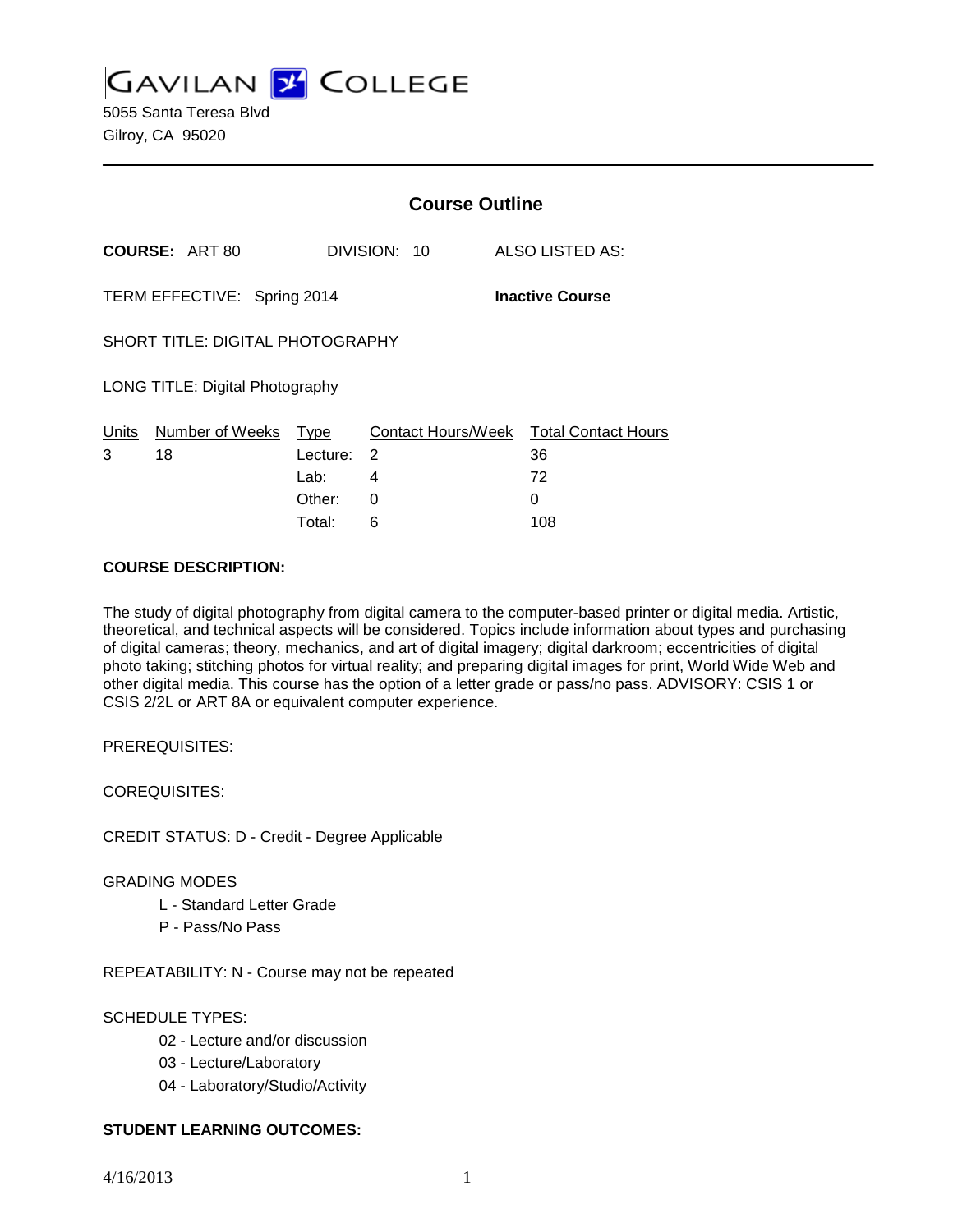# GAVILAN COLLEGE

5055 Santa Teresa Blvd
Gilroy, CA 95020

---

## Course Outline

**COURSE:** ART 80  DIVISION: 10  ALSO LISTED AS:

TERM EFFECTIVE: Spring 2014  **Inactive Course**

SHORT TITLE: DIGITAL PHOTOGRAPHY

LONG TITLE: Digital Photography

| Units | Number of Weeks | Type | Contact Hours/Week | Total Contact Hours |
|---|---|---|---|---|
| 3 | 18 | Lecture: | 2 | 36 |
| | | Lab: | 4 | 72 |
| | | Other: | 0 | 0 |
| | | Total: | 6 | 108 |

**COURSE DESCRIPTION:**

The study of digital photography from digital camera to the computer-based printer or digital media. Artistic, theoretical, and technical aspects will be considered. Topics include information about types and purchasing of digital cameras; theory, mechanics, and art of digital imagery; digital darkroom; eccentricities of digital photo taking; stitching photos for virtual reality; and preparing digital images for print, World Wide Web and other digital media. This course has the option of a letter grade or pass/no pass. ADVISORY: CSIS 1 or CSIS 2/2L or ART 8A or equivalent computer experience.

PREREQUISITES:

COREQUISITES:

CREDIT STATUS: D - Credit - Degree Applicable

GRADING MODES

- L - Standard Letter Grade
- P - Pass/No Pass

REPEATABILITY: N - Course may not be repeated

SCHEDULE TYPES:

- 02 - Lecture and/or discussion
- 03 - Lecture/Laboratory
- 04 - Laboratory/Studio/Activity

**STUDENT LEARNING OUTCOMES:**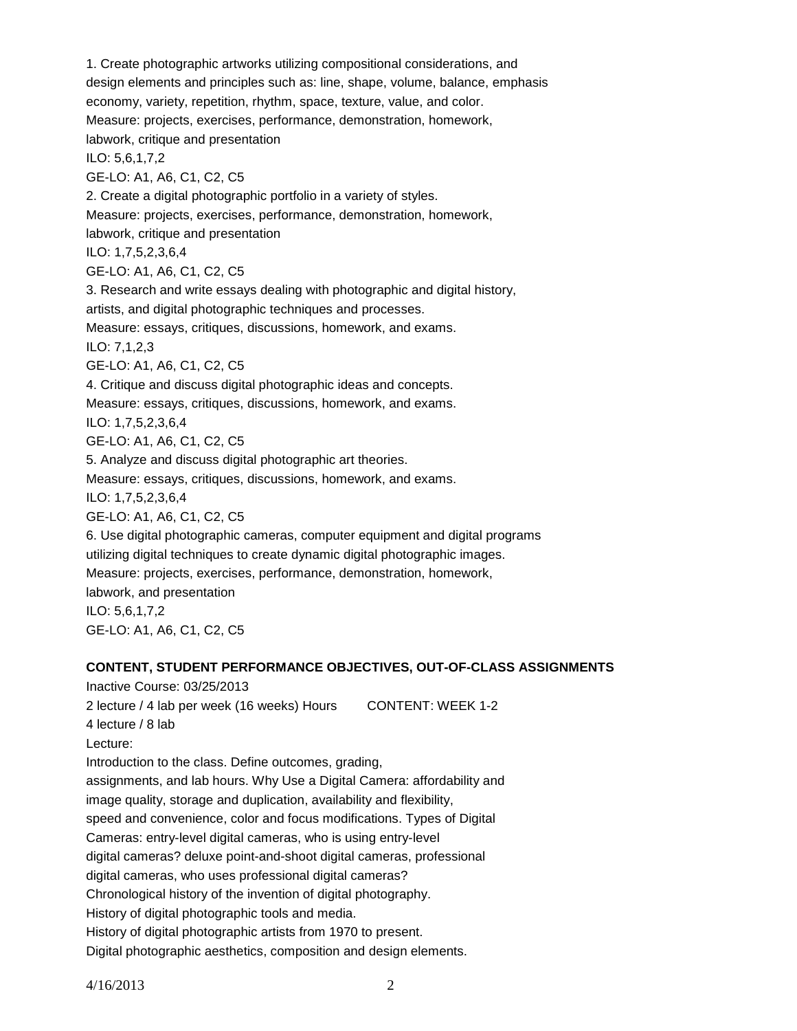1. Create photographic artworks utilizing compositional considerations, and design elements and principles such as: line, shape, volume, balance, emphasis economy, variety, repetition, rhythm, space, texture, value, and color.
Measure: projects, exercises, performance, demonstration, homework, labwork, critique and presentation
ILO: 5,6,1,7,2
GE-LO: A1, A6, C1, C2, C5
2. Create a digital photographic portfolio in a variety of styles.
Measure: projects, exercises, performance, demonstration, homework, labwork, critique and presentation
ILO: 1,7,5,2,3,6,4
GE-LO: A1, A6, C1, C2, C5
3. Research and write essays dealing with photographic and digital history, artists, and digital photographic techniques and processes.
Measure: essays, critiques, discussions, homework, and exams.
ILO: 7,1,2,3
GE-LO: A1, A6, C1, C2, C5
4. Critique and discuss digital photographic ideas and concepts.
Measure: essays, critiques, discussions, homework, and exams.
ILO: 1,7,5,2,3,6,4
GE-LO: A1, A6, C1, C2, C5
5. Analyze and discuss digital photographic art theories.
Measure: essays, critiques, discussions, homework, and exams.
ILO: 1,7,5,2,3,6,4
GE-LO: A1, A6, C1, C2, C5
6. Use digital photographic cameras, computer equipment and digital programs utilizing digital techniques to create dynamic digital photographic images.
Measure: projects, exercises, performance, demonstration, homework, labwork, and presentation
ILO: 5,6,1,7,2
GE-LO: A1, A6, C1, C2, C5

**CONTENT, STUDENT PERFORMANCE OBJECTIVES, OUT-OF-CLASS ASSIGNMENTS**

Inactive Course: 03/25/2013

2 lecture / 4 lab per week (16 weeks) Hours CONTENT: WEEK 1-2

4 lecture / 8 lab

Lecture:

Introduction to the class. Define outcomes, grading, assignments, and lab hours. Why Use a Digital Camera: affordability and image quality, storage and duplication, availability and flexibility, speed and convenience, color and focus modifications. Types of Digital Cameras: entry-level digital cameras, who is using entry-level digital cameras? deluxe point-and-shoot digital cameras, professional digital cameras, who uses professional digital cameras?
Chronological history of the invention of digital photography.
History of digital photographic tools and media.
History of digital photographic artists from 1970 to present.
Digital photographic aesthetics, composition and design elements.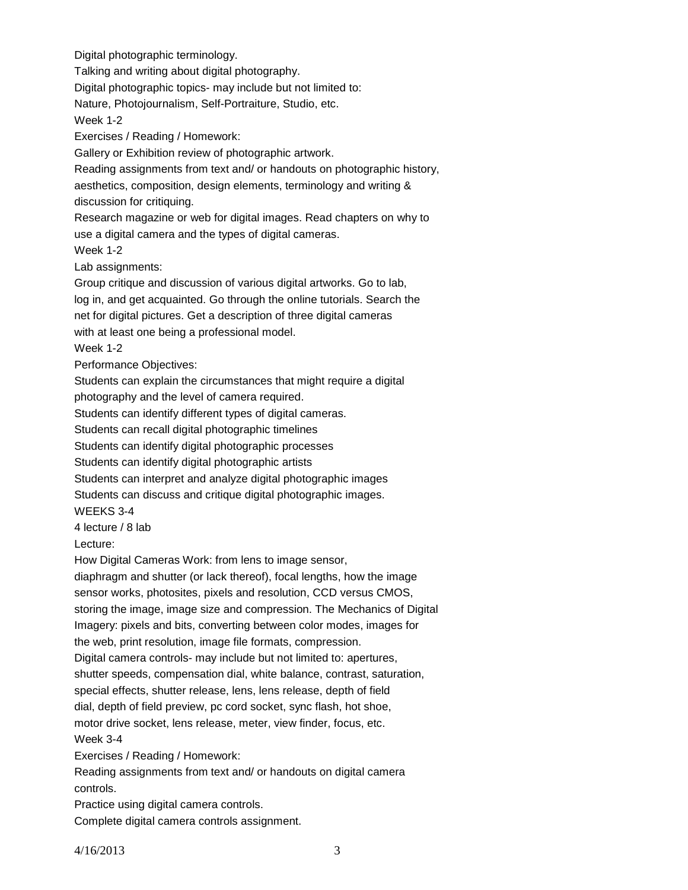Digital photographic terminology.

Talking and writing about digital photography.

Digital photographic topics- may include but not limited to:

Nature, Photojournalism, Self-Portraiture, Studio, etc.

Week 1-2

Exercises / Reading / Homework:

Gallery or Exhibition review of photographic artwork.

Reading assignments from text and/ or handouts on photographic history, aesthetics, composition, design elements, terminology and writing & discussion for critiquing.

Research magazine or web for digital images. Read chapters on why to use a digital camera and the types of digital cameras.

Week 1-2

Lab assignments:

Group critique and discussion of various digital artworks. Go to lab, log in, and get acquainted. Go through the online tutorials. Search the net for digital pictures. Get a description of three digital cameras with at least one being a professional model.

Week 1-2

Performance Objectives:

Students can explain the circumstances that might require a digital photography and the level of camera required.

Students can identify different types of digital cameras.

Students can recall digital photographic timelines

Students can identify digital photographic processes

Students can identify digital photographic artists

Students can interpret and analyze digital photographic images

Students can discuss and critique digital photographic images.

WEEKS 3-4

4 lecture / 8 lab

Lecture:

How Digital Cameras Work: from lens to image sensor, diaphragm and shutter (or lack thereof), focal lengths, how the image sensor works, photosites, pixels and resolution, CCD versus CMOS, storing the image, image size and compression. The Mechanics of Digital Imagery: pixels and bits, converting between color modes, images for the web, print resolution, image file formats, compression.

Digital camera controls- may include but not limited to: apertures, shutter speeds, compensation dial, white balance, contrast, saturation, special effects, shutter release, lens, lens release, depth of field dial, depth of field preview, pc cord socket, sync flash, hot shoe, motor drive socket, lens release, meter, view finder, focus, etc.

Week 3-4

Exercises / Reading / Homework:

Reading assignments from text and/ or handouts on digital camera controls.

Practice using digital camera controls.

Complete digital camera controls assignment.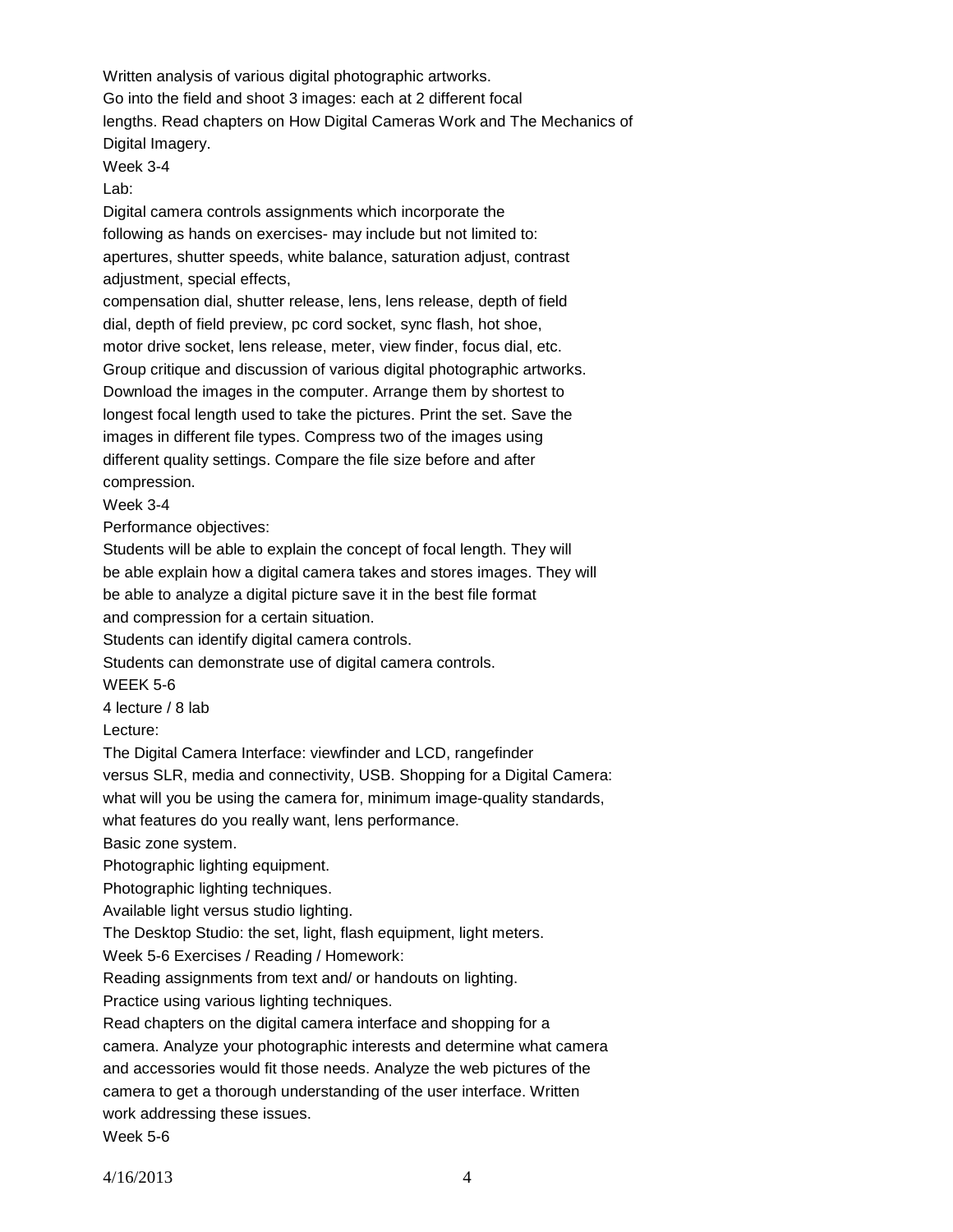Written analysis of various digital photographic artworks.
Go into the field and shoot 3 images: each at 2 different focal lengths. Read chapters on How Digital Cameras Work and The Mechanics of Digital Imagery.

Week 3-4

Lab:

Digital camera controls assignments which incorporate the following as hands on exercises- may include but not limited to: apertures, shutter speeds, white balance, saturation adjust, contrast adjustment, special effects,
compensation dial, shutter release, lens, lens release, depth of field dial, depth of field preview, pc cord socket, sync flash, hot shoe, motor drive socket, lens release, meter, view finder, focus dial, etc.
Group critique and discussion of various digital photographic artworks.
Download the images in the computer. Arrange them by shortest to longest focal length used to take the pictures. Print the set. Save the images in different file types. Compress two of the images using different quality settings. Compare the file size before and after compression.

Week 3-4

Performance objectives:

Students will be able to explain the concept of focal length. They will be able explain how a digital camera takes and stores images. They will be able to analyze a digital picture save it in the best file format and compression for a certain situation.
Students can identify digital camera controls.
Students can demonstrate use of digital camera controls.

WEEK 5-6

4 lecture / 8 lab

Lecture:

The Digital Camera Interface: viewfinder and LCD, rangefinder versus SLR, media and connectivity, USB. Shopping for a Digital Camera: what will you be using the camera for, minimum image-quality standards, what features do you really want, lens performance.
Basic zone system.
Photographic lighting equipment.
Photographic lighting techniques.
Available light versus studio lighting.
The Desktop Studio: the set, light, flash equipment, light meters.

Week 5-6 Exercises / Reading / Homework:

Reading assignments from text and/ or handouts on lighting.
Practice using various lighting techniques.
Read chapters on the digital camera interface and shopping for a camera. Analyze your photographic interests and determine what camera and accessories would fit those needs. Analyze the web pictures of the camera to get a thorough understanding of the user interface. Written work addressing these issues.

Week 5-6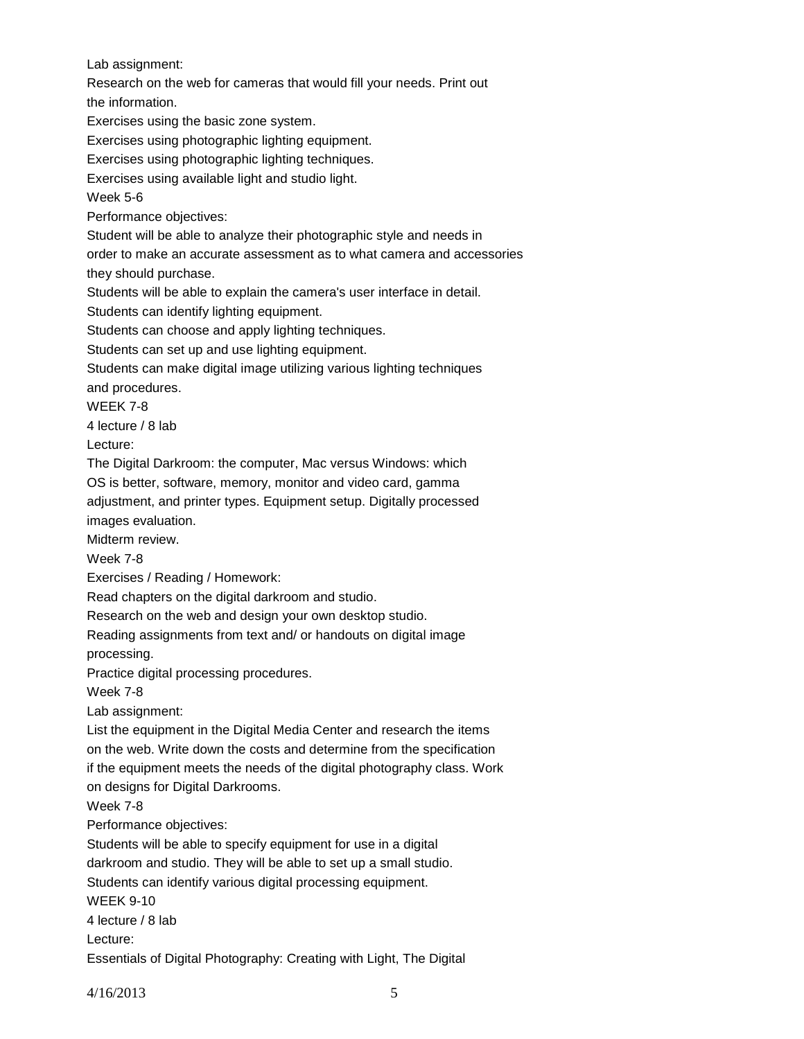Lab assignment:

Research on the web for cameras that would fill your needs. Print out the information.

Exercises using the basic zone system.

Exercises using photographic lighting equipment.

Exercises using photographic lighting techniques.

Exercises using available light and studio light.

Week 5-6

Performance objectives:

Student will be able to analyze their photographic style and needs in order to make an accurate assessment as to what camera and accessories they should purchase.

Students will be able to explain the camera's user interface in detail.

Students can identify lighting equipment.

Students can choose and apply lighting techniques.

Students can set up and use lighting equipment.

Students can make digital image utilizing various lighting techniques and procedures.

WEEK 7-8

4 lecture / 8 lab

Lecture:

The Digital Darkroom: the computer, Mac versus Windows: which OS is better, software, memory, monitor and video card, gamma adjustment, and printer types. Equipment setup. Digitally processed images evaluation.

Midterm review.

Week 7-8

Exercises / Reading / Homework:

Read chapters on the digital darkroom and studio.

Research on the web and design your own desktop studio.

Reading assignments from text and/ or handouts on digital image processing.

Practice digital processing procedures.

Week 7-8

Lab assignment:

List the equipment in the Digital Media Center and research the items on the web. Write down the costs and determine from the specification if the equipment meets the needs of the digital photography class. Work on designs for Digital Darkrooms.

Week 7-8

Performance objectives:

Students will be able to specify equipment for use in a digital darkroom and studio. They will be able to set up a small studio.

Students can identify various digital processing equipment.

WEEK 9-10

4 lecture / 8 lab

Lecture:

Essentials of Digital Photography: Creating with Light, The Digital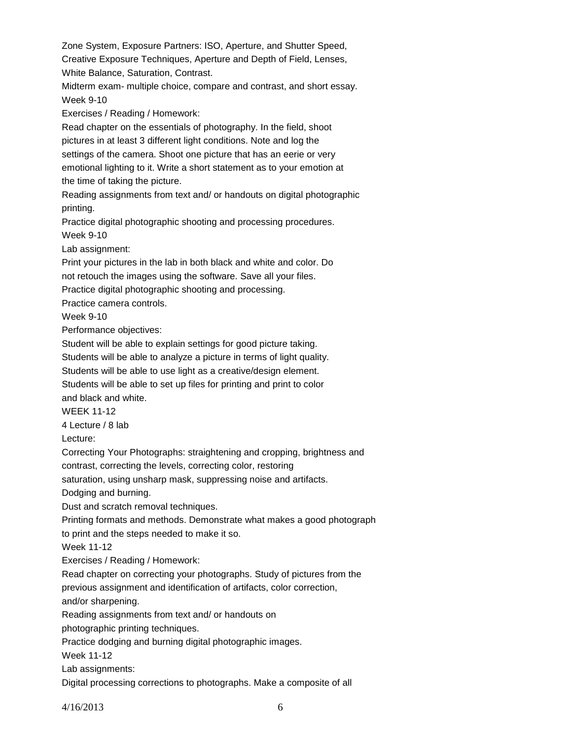Zone System, Exposure Partners: ISO, Aperture, and Shutter Speed, Creative Exposure Techniques, Aperture and Depth of Field, Lenses, White Balance, Saturation, Contrast.

Midterm exam- multiple choice, compare and contrast, and short essay.

Week 9-10

Exercises / Reading / Homework:

Read chapter on the essentials of photography. In the field, shoot pictures in at least 3 different light conditions. Note and log the settings of the camera. Shoot one picture that has an eerie or very emotional lighting to it. Write a short statement as to your emotion at the time of taking the picture.

Reading assignments from text and/ or handouts on digital photographic printing.

Practice digital photographic shooting and processing procedures.

Week 9-10

Lab assignment:

Print your pictures in the lab in both black and white and color. Do not retouch the images using the software. Save all your files.

Practice digital photographic shooting and processing.

Practice camera controls.

Week 9-10

Performance objectives:

Student will be able to explain settings for good picture taking.

Students will be able to analyze a picture in terms of light quality.

Students will be able to use light as a creative/design element.

Students will be able to set up files for printing and print to color and black and white.

WEEK 11-12

4 Lecture / 8 lab

Lecture:

Correcting Your Photographs: straightening and cropping, brightness and contrast, correcting the levels, correcting color, restoring saturation, using unsharp mask, suppressing noise and artifacts.

Dodging and burning.

Dust and scratch removal techniques.

Printing formats and methods. Demonstrate what makes a good photograph to print and the steps needed to make it so.

Week 11-12

Exercises / Reading / Homework:

Read chapter on correcting your photographs. Study of pictures from the previous assignment and identification of artifacts, color correction, and/or sharpening.

Reading assignments from text and/ or handouts on photographic printing techniques.

Practice dodging and burning digital photographic images.

Week 11-12

Lab assignments:

Digital processing corrections to photographs. Make a composite of all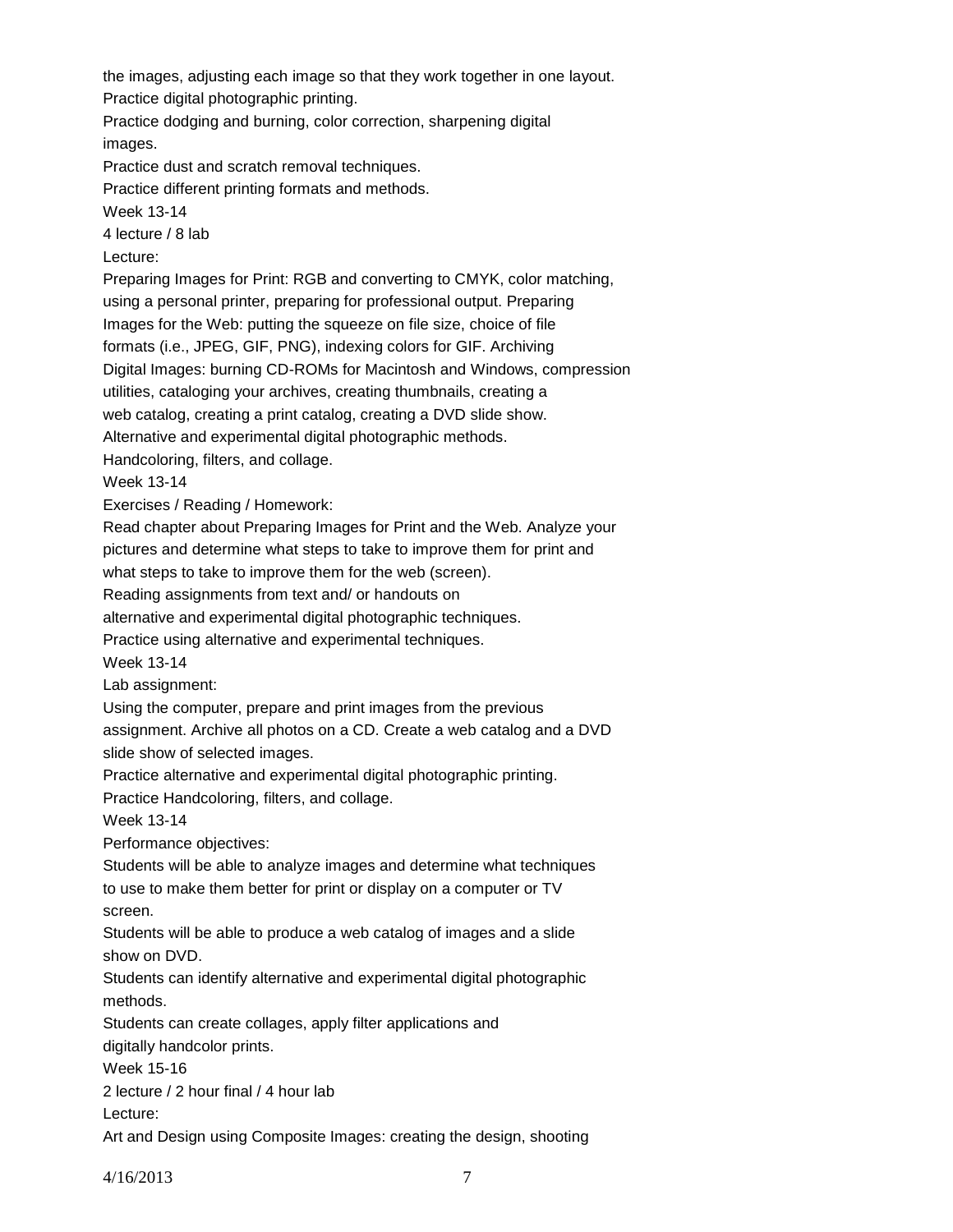the images, adjusting each image so that they work together in one layout.
Practice digital photographic printing.
Practice dodging and burning, color correction, sharpening digital images.
Practice dust and scratch removal techniques.
Practice different printing formats and methods.

Week 13-14
4 lecture / 8 lab
Lecture:
Preparing Images for Print: RGB and converting to CMYK, color matching, using a personal printer, preparing for professional output. Preparing Images for the Web: putting the squeeze on file size, choice of file formats (i.e., JPEG, GIF, PNG), indexing colors for GIF. Archiving Digital Images: burning CD-ROMs for Macintosh and Windows, compression utilities, cataloging your archives, creating thumbnails, creating a web catalog, creating a print catalog, creating a DVD slide show.
Alternative and experimental digital photographic methods.
Handcoloring, filters, and collage.

Week 13-14
Exercises / Reading / Homework:
Read chapter about Preparing Images for Print and the Web. Analyze your pictures and determine what steps to take to improve them for print and what steps to take to improve them for the web (screen).
Reading assignments from text and/ or handouts on alternative and experimental digital photographic techniques.
Practice using alternative and experimental techniques.

Week 13-14
Lab assignment:
Using the computer, prepare and print images from the previous assignment. Archive all photos on a CD. Create a web catalog and a DVD slide show of selected images.
Practice alternative and experimental digital photographic printing.
Practice Handcoloring, filters, and collage.

Week 13-14
Performance objectives:
Students will be able to analyze images and determine what techniques to use to make them better for print or display on a computer or TV screen.
Students will be able to produce a web catalog of images and a slide show on DVD.
Students can identify alternative and experimental digital photographic methods.
Students can create collages, apply filter applications and digitally handcolor prints.

Week 15-16
2 lecture / 2 hour final / 4 hour lab
Lecture:
Art and Design using Composite Images: creating the design, shooting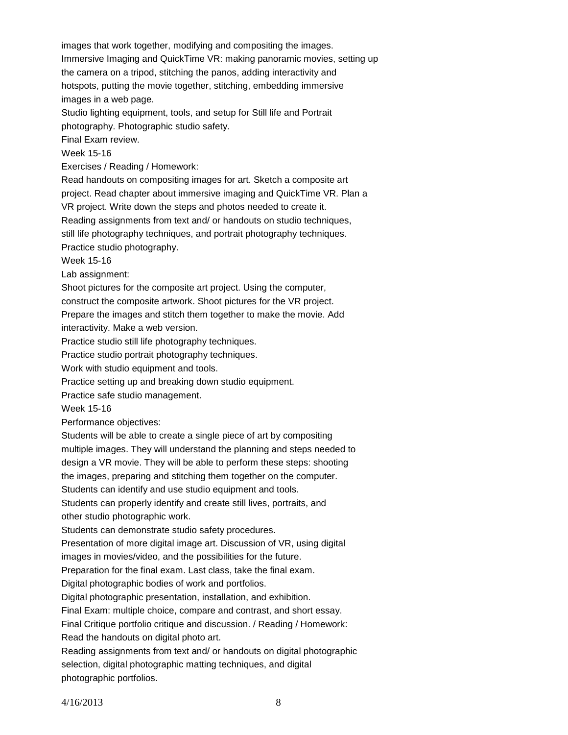images that work together, modifying and compositing the images.
Immersive Imaging and QuickTime VR: making panoramic movies, setting up the camera on a tripod, stitching the panos, adding interactivity and hotspots, putting the movie together, stitching, embedding immersive images in a web page.
Studio lighting equipment, tools, and setup for Still life and Portrait photography. Photographic studio safety.
Final Exam review.
Week 15-16
Exercises / Reading / Homework:
Read handouts on compositing images for art. Sketch a composite art project. Read chapter about immersive imaging and QuickTime VR. Plan a VR project. Write down the steps and photos needed to create it.
Reading assignments from text and/ or handouts on studio techniques, still life photography techniques, and portrait photography techniques.
Practice studio photography.
Week 15-16
Lab assignment:
Shoot pictures for the composite art project. Using the computer, construct the composite artwork. Shoot pictures for the VR project.
Prepare the images and stitch them together to make the movie. Add interactivity. Make a web version.
Practice studio still life photography techniques.
Practice studio portrait photography techniques.
Work with studio equipment and tools.
Practice setting up and breaking down studio equipment.
Practice safe studio management.
Week 15-16
Performance objectives:
Students will be able to create a single piece of art by compositing multiple images. They will understand the planning and steps needed to design a VR movie. They will be able to perform these steps: shooting the images, preparing and stitching them together on the computer.
Students can identify and use studio equipment and tools.
Students can properly identify and create still lives, portraits, and other studio photographic work.
Students can demonstrate studio safety procedures.
Presentation of more digital image art. Discussion of VR, using digital images in movies/video, and the possibilities for the future.
Preparation for the final exam. Last class, take the final exam.
Digital photographic bodies of work and portfolios.
Digital photographic presentation, installation, and exhibition.
Final Exam: multiple choice, compare and contrast, and short essay.
Final Critique portfolio critique and discussion. / Reading / Homework:
Read the handouts on digital photo art.
Reading assignments from text and/ or handouts on digital photographic selection, digital photographic matting techniques, and digital photographic portfolios.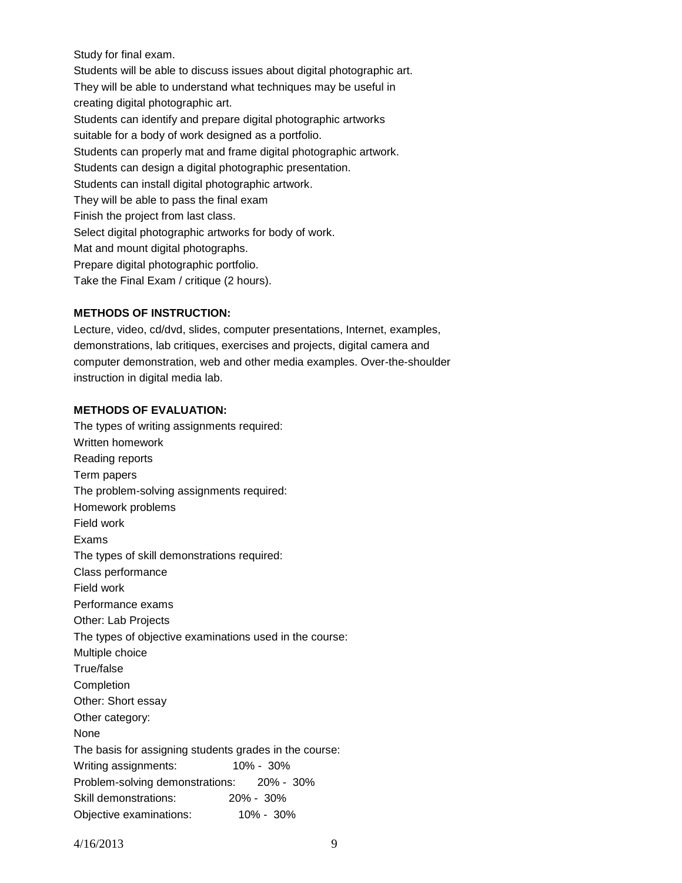Study for final exam.

Students will be able to discuss issues about digital photographic art.

They will be able to understand what techniques may be useful in creating digital photographic art.

Students can identify and prepare digital photographic artworks suitable for a body of work designed as a portfolio.

Students can properly mat and frame digital photographic artwork.

Students can design a digital photographic presentation.

Students can install digital photographic artwork.

They will be able to pass the final exam

Finish the project from last class.

Select digital photographic artworks for body of work.

Mat and mount digital photographs.

Prepare digital photographic portfolio.

Take the Final Exam / critique (2 hours).

**METHODS OF INSTRUCTION:**

Lecture, video, cd/dvd, slides, computer presentations, Internet, examples, demonstrations, lab critiques, exercises and projects, digital camera and computer demonstration, web and other media examples. Over-the-shoulder instruction in digital media lab.

**METHODS OF EVALUATION:**

The types of writing assignments required:

Written homework

Reading reports

Term papers

The problem-solving assignments required:

Homework problems

Field work

Exams

The types of skill demonstrations required:

Class performance

Field work

Performance exams

Other: Lab Projects

The types of objective examinations used in the course:

Multiple choice

True/false

Completion

Other: Short essay

Other category:

None

The basis for assigning students grades in the course:

Writing assignments: 10% - 30%

Problem-solving demonstrations: 20% - 30%

Skill demonstrations: 20% - 30%

Objective examinations: 10% - 30%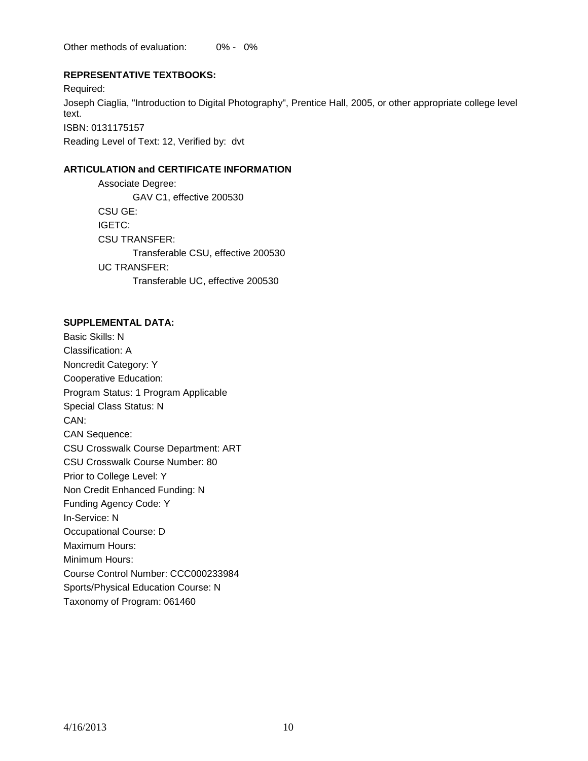Other methods of evaluation: 0% - 0%

**REPRESENTATIVE TEXTBOOKS:**

Required:

Joseph Ciaglia, "Introduction to Digital Photography", Prentice Hall, 2005, or other appropriate college level text.

ISBN: 0131175157

Reading Level of Text: 12, Verified by: dvt

**ARTICULATION and CERTIFICATE INFORMATION**

Associate Degree:
- GAV C1, effective 200530

CSU GE:

IGETC:

CSU TRANSFER:
- Transferable CSU, effective 200530

UC TRANSFER:
- Transferable UC, effective 200530

**SUPPLEMENTAL DATA:**

Basic Skills: N
Classification: A
Noncredit Category: Y
Cooperative Education:
Program Status: 1 Program Applicable
Special Class Status: N
CAN:
CAN Sequence:
CSU Crosswalk Course Department: ART
CSU Crosswalk Course Number: 80
Prior to College Level: Y
Non Credit Enhanced Funding: N
Funding Agency Code: Y
In-Service: N
Occupational Course: D
Maximum Hours:
Minimum Hours:
Course Control Number: CCC000233984
Sports/Physical Education Course: N
Taxonomy of Program: 061460